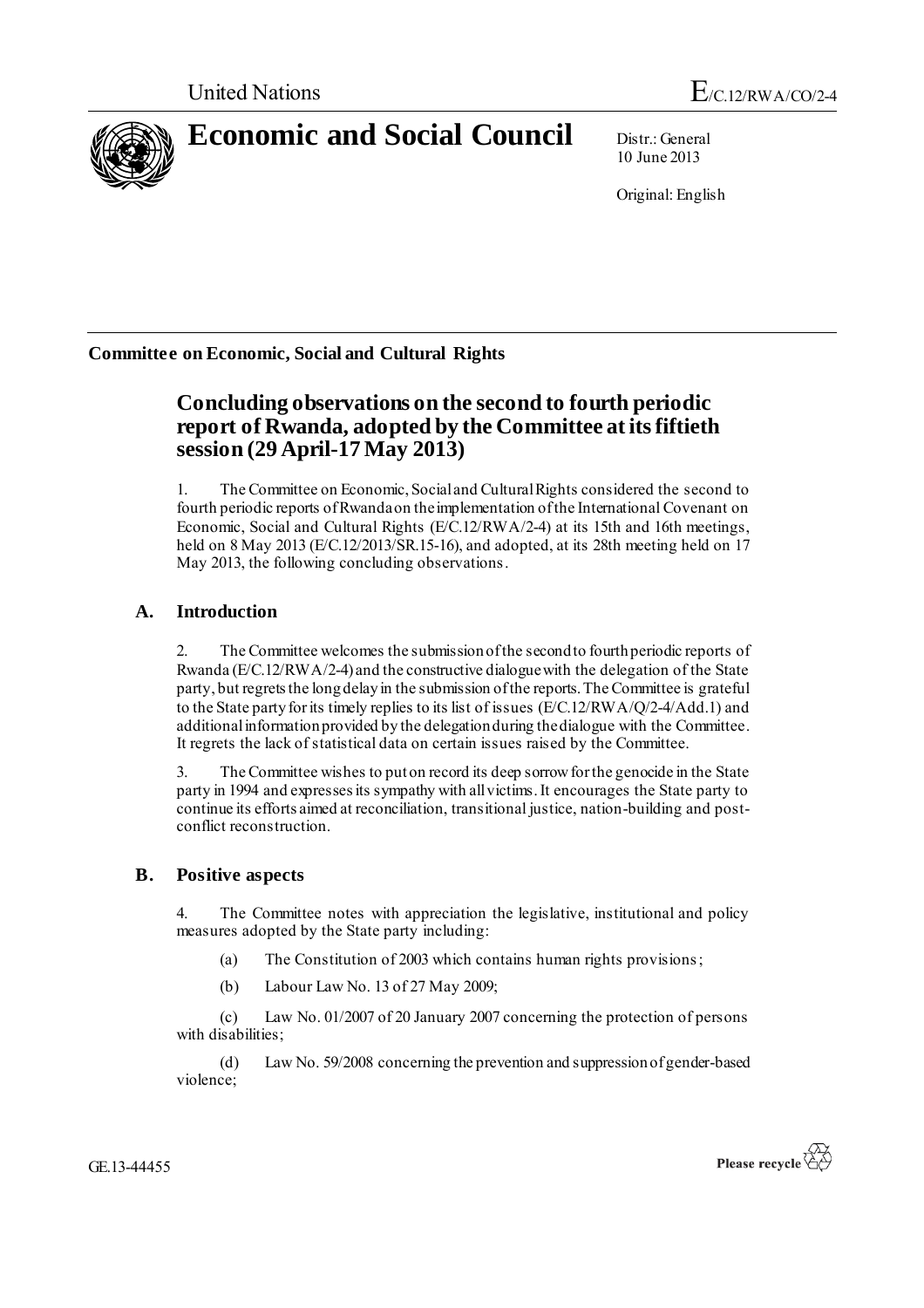United Nations

E/C.12/RWA/CO/2-4

# Economic and Social Council

Distr.: General
10 June 2013

Original: English

**Committee on Economic, Social and Cultural Rights**

## Concluding observations on the second to fourth periodic report of Rwanda, adopted by the Committee at its fiftieth session (29 April-17 May 2013)

1. The Committee on Economic, Social and Cultural Rights considered the second to fourth periodic reports of Rwanda on the implementation of the International Covenant on Economic, Social and Cultural Rights (E/C.12/RWA/2-4) at its 15th and 16th meetings, held on 8 May 2013 (E/C.12/2013/SR.15-16), and adopted, at its 28th meeting held on 17 May 2013, the following concluding observations.

### A. Introduction

2. The Committee welcomes the submission of the second to fourth periodic reports of Rwanda (E/C.12/RWA/2-4) and the constructive dialogue with the delegation of the State party, but regrets the long delay in the submission of the reports. The Committee is grateful to the State party for its timely replies to its list of issues (E/C.12/RWA/Q/2-4/Add.1) and additional information provided by the delegation during the dialogue with the Committee. It regrets the lack of statistical data on certain issues raised by the Committee.

3. The Committee wishes to put on record its deep sorrow for the genocide in the State party in 1994 and expresses its sympathy with all victims. It encourages the State party to continue its efforts aimed at reconciliation, transitional justice, nation-building and post-conflict reconstruction.

### B. Positive aspects

4. The Committee notes with appreciation the legislative, institutional and policy measures adopted by the State party including:

(a) The Constitution of 2003 which contains human rights provisions;

(b) Labour Law No. 13 of 27 May 2009;

(c) Law No. 01/2007 of 20 January 2007 concerning the protection of persons with disabilities;

(d) Law No. 59/2008 concerning the prevention and suppression of gender-based violence;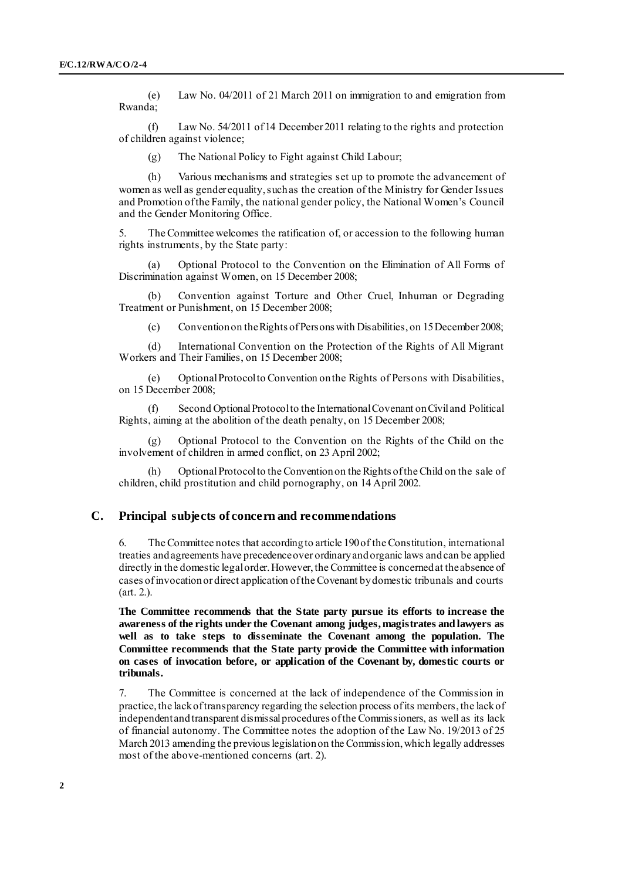(e) Law No. 04/2011 of 21 March 2011 on immigration to and emigration from Rwanda;

(f) Law No. 54/2011 of 14 December 2011 relating to the rights and protection of children against violence;

(g) The National Policy to Fight against Child Labour;

(h) Various mechanisms and strategies set up to promote the advancement of women as well as gender equality, such as the creation of the Ministry for Gender Issues and Promotion of the Family, the national gender policy, the National Women's Council and the Gender Monitoring Office.

5. The Committee welcomes the ratification of, or accession to the following human rights instruments, by the State party:

(a) Optional Protocol to the Convention on the Elimination of All Forms of Discrimination against Women, on 15 December 2008;

(b) Convention against Torture and Other Cruel, Inhuman or Degrading Treatment or Punishment, on 15 December 2008;

(c) Convention on the Rights of Persons with Disabilities, on 15 December 2008;

(d) International Convention on the Protection of the Rights of All Migrant Workers and Their Families, on 15 December 2008;

(e) Optional Protocol to Convention on the Rights of Persons with Disabilities, on 15 December 2008;

(f) Second Optional Protocol to the International Covenant on Civil and Political Rights, aiming at the abolition of the death penalty, on 15 December 2008;

(g) Optional Protocol to the Convention on the Rights of the Child on the involvement of children in armed conflict, on 23 April 2002;

(h) Optional Protocol to the Convention on the Rights of the Child on the sale of children, child prostitution and child pornography, on 14 April 2002.

## C. Principal subjects of concern and recommendations

6. The Committee notes that according to article 190 of the Constitution, international treaties and agreements have precedence over ordinary and organic laws and can be applied directly in the domestic legal order. However, the Committee is concerned at the absence of cases of invocation or direct application of the Covenant by domestic tribunals and courts (art. 2.).

**The Committee recommends that the State party pursue its efforts to increase the awareness of the rights under the Covenant among judges, magistrates and lawyers as well as to take steps to disseminate the Covenant among the population. The Committee recommends that the State party provide the Committee with information on cases of invocation before, or application of the Covenant by, domestic courts or tribunals.**

7. The Committee is concerned at the lack of independence of the Commission in practice, the lack of transparency regarding the selection process of its members, the lack of independent and transparent dismissal procedures of the Commissioners, as well as its lack of financial autonomy. The Committee notes the adoption of the Law No. 19/2013 of 25 March 2013 amending the previous legislation on the Commission, which legally addresses most of the above-mentioned concerns (art. 2).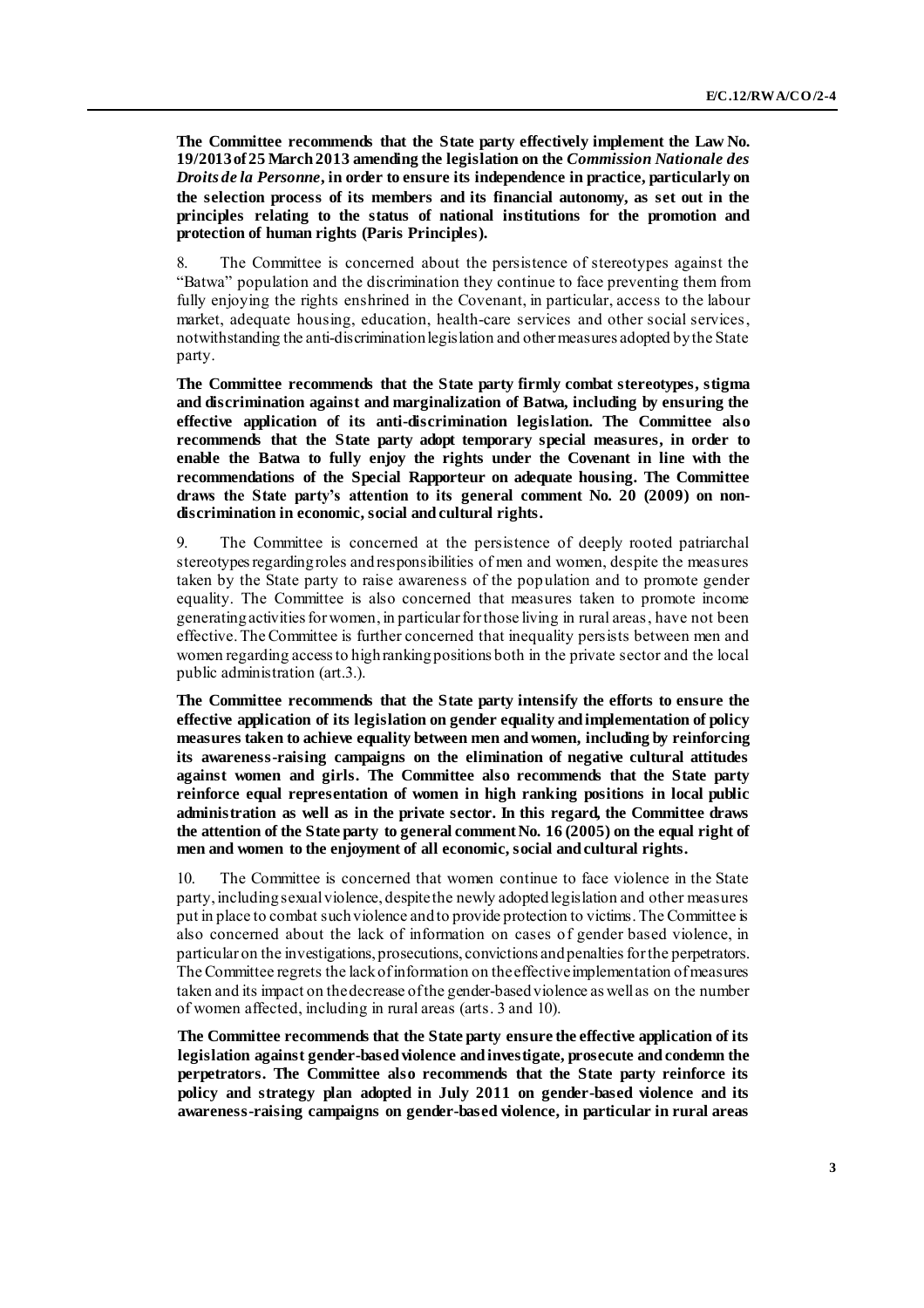**The Committee recommends that the State party effectively implement the Law No. 19/2013 of 25 March 2013 amending the legislation on the *Commission Nationale des Droits de la Personne*, in order to ensure its independence in practice, particularly on the selection process of its members and its financial autonomy, as set out in the principles relating to the status of national institutions for the promotion and protection of human rights (Paris Principles).**

8. The Committee is concerned about the persistence of stereotypes against the "Batwa" population and the discrimination they continue to face preventing them from fully enjoying the rights enshrined in the Covenant, in particular, access to the labour market, adequate housing, education, health-care services and other social services, notwithstanding the anti-discrimination legislation and other measures adopted by the State party.

**The Committee recommends that the State party firmly combat stereotypes, stigma and discrimination against and marginalization of Batwa, including by ensuring the effective application of its anti-discrimination legislation. The Committee also recommends that the State party adopt temporary special measures, in order to enable the Batwa to fully enjoy the rights under the Covenant in line with the recommendations of the Special Rapporteur on adequate housing. The Committee draws the State party's attention to its general comment No. 20 (2009) on non-discrimination in economic, social and cultural rights.**

9. The Committee is concerned at the persistence of deeply rooted patriarchal stereotypes regarding roles and responsibilities of men and women, despite the measures taken by the State party to raise awareness of the population and to promote gender equality. The Committee is also concerned that measures taken to promote income generating activities for women, in particular for those living in rural areas, have not been effective. The Committee is further concerned that inequality persists between men and women regarding access to high ranking positions both in the private sector and the local public administration (art.3.).

**The Committee recommends that the State party intensify the efforts to ensure the effective application of its legislation on gender equality and implementation of policy measures taken to achieve equality between men and women, including by reinforcing its awareness-raising campaigns on the elimination of negative cultural attitudes against women and girls. The Committee also recommends that the State party reinforce equal representation of women in high ranking positions in local public administration as well as in the private sector. In this regard, the Committee draws the attention of the State party to general comment No. 16 (2005) on the equal right of men and women to the enjoyment of all economic, social and cultural rights.**

10. The Committee is concerned that women continue to face violence in the State party, including sexual violence, despite the newly adopted legislation and other measures put in place to combat such violence and to provide protection to victims. The Committee is also concerned about the lack of information on cases of gender based violence, in particular on the investigations, prosecutions, convictions and penalties for the perpetrators. The Committee regrets the lack of information on the effective implementation of measures taken and its impact on the decrease of the gender-based violence as well as on the number of women affected, including in rural areas (arts. 3 and 10).

**The Committee recommends that the State party ensure the effective application of its legislation against gender-based violence and investigate, prosecute and condemn the perpetrators. The Committee also recommends that the State party reinforce its policy and strategy plan adopted in July 2011 on gender-based violence and its awareness-raising campaigns on gender-based violence, in particular in rural areas**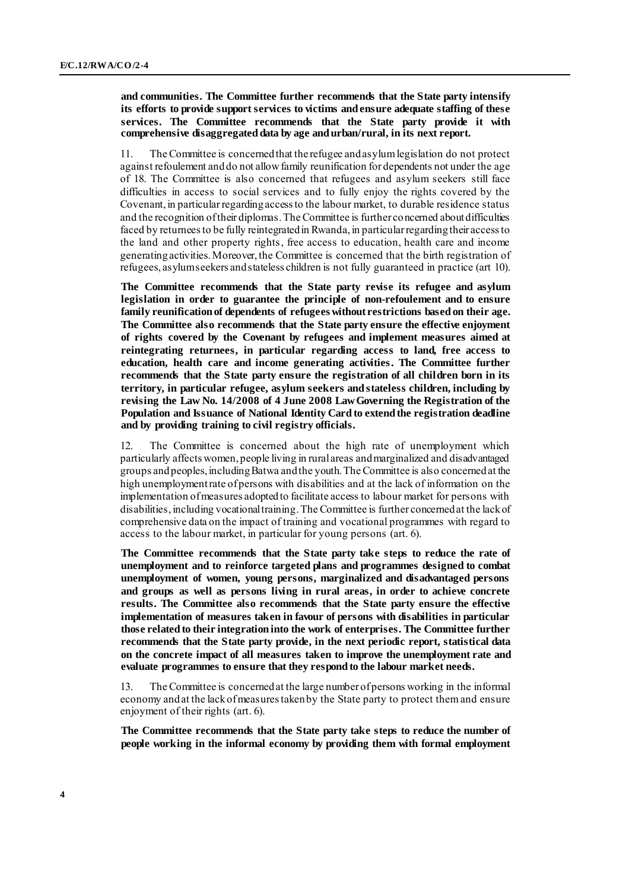**and communities. The Committee further recommends that the State party intensify its efforts to provide support services to victims and ensure adequate staffing of these services. The Committee recommends that the State party provide it with comprehensive disaggregated data by age and urban/rural, in its next report.**

11. The Committee is concerned that the refugee and asylum legislation do not protect against refoulement and do not allow family reunification for dependents not under the age of 18. The Committee is also concerned that refugees and asylum seekers still face difficulties in access to social services and to fully enjoy the rights covered by the Covenant, in particular regarding access to the labour market, to durable residence status and the recognition of their diplomas. The Committee is further concerned about difficulties faced by returnees to be fully reintegrated in Rwanda, in particular regarding their access to the land and other property rights, free access to education, health care and income generating activities. Moreover, the Committee is concerned that the birth registration of refugees, asylum seekers and stateless children is not fully guaranteed in practice (art 10).

**The Committee recommends that the State party revise its refugee and asylum legislation in order to guarantee the principle of non-refoulement and to ensure family reunification of dependents of refugees without restrictions based on their age. The Committee also recommends that the State party ensure the effective enjoyment of rights covered by the Covenant by refugees and implement measures aimed at reintegrating returnees, in particular regarding access to land, free access to education, health care and income generating activities. The Committee further recommends that the State party ensure the registration of all children born in its territory, in particular refugee, asylum seekers and stateless children, including by revising the Law No. 14/2008 of 4 June 2008 Law Governing the Registration of the Population and Issuance of National Identity Card to extend the registration deadline and by providing training to civil registry officials.**

12. The Committee is concerned about the high rate of unemployment which particularly affects women, people living in rural areas and marginalized and disadvantaged groups and peoples, including Batwa and the youth. The Committee is also concerned at the high unemployment rate of persons with disabilities and at the lack of information on the implementation of measures adopted to facilitate access to labour market for persons with disabilities, including vocational training. The Committee is further concerned at the lack of comprehensive data on the impact of training and vocational programmes with regard to access to the labour market, in particular for young persons (art. 6).

**The Committee recommends that the State party take steps to reduce the rate of unemployment and to reinforce targeted plans and programmes designed to combat unemployment of women, young persons, marginalized and disadvantaged persons and groups as well as persons living in rural areas, in order to achieve concrete results. The Committee also recommends that the State party ensure the effective implementation of measures taken in favour of persons with disabilities in particular those related to their integration into the work of enterprises. The Committee further recommends that the State party provide, in the next periodic report, statistical data on the concrete impact of all measures taken to improve the unemployment rate and evaluate programmes to ensure that they respond to the labour market needs.**

13. The Committee is concerned at the large number of persons working in the informal economy and at the lack of measures taken by the State party to protect them and ensure enjoyment of their rights (art. 6).

**The Committee recommends that the State party take steps to reduce the number of people working in the informal economy by providing them with formal employment**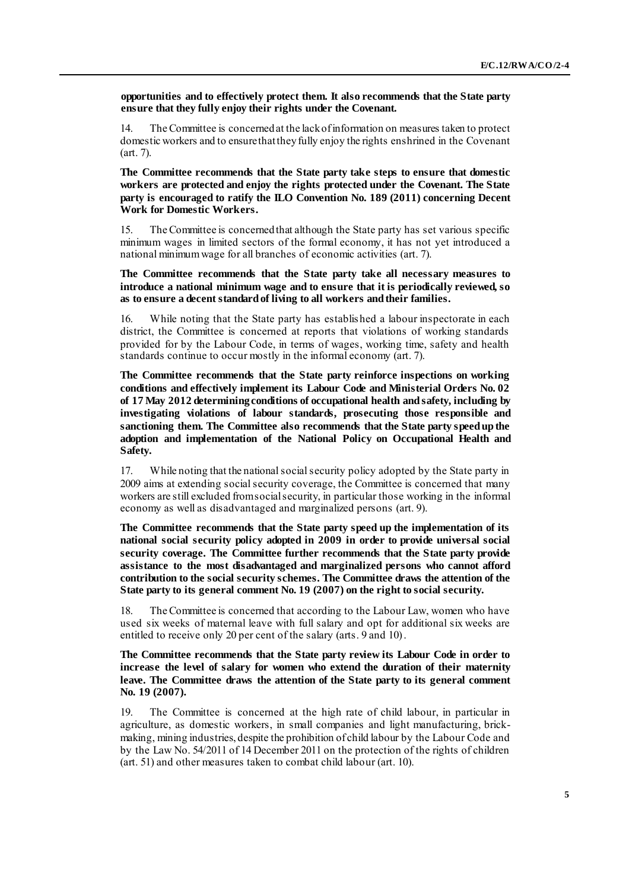**opportunities and to effectively protect them. It also recommends that the State party ensure that they fully enjoy their rights under the Covenant.**

14. The Committee is concerned at the lack of information on measures taken to protect domestic workers and to ensure that they fully enjoy the rights enshrined in the Covenant (art. 7).

**The Committee recommends that the State party take steps to ensure that domestic workers are protected and enjoy the rights protected under the Covenant. The State party is encouraged to ratify the ILO Convention No. 189 (2011) concerning Decent Work for Domestic Workers.**

15. The Committee is concerned that although the State party has set various specific minimum wages in limited sectors of the formal economy, it has not yet introduced a national minimum wage for all branches of economic activities (art. 7).

**The Committee recommends that the State party take all necessary measures to introduce a national minimum wage and to ensure that it is periodically reviewed, so as to ensure a decent standard of living to all workers and their families.**

16. While noting that the State party has established a labour inspectorate in each district, the Committee is concerned at reports that violations of working standards provided for by the Labour Code, in terms of wages, working time, safety and health standards continue to occur mostly in the informal economy (art. 7).

**The Committee recommends that the State party reinforce inspections on working conditions and effectively implement its Labour Code and Ministerial Orders No. 02 of 17 May 2012 determining conditions of occupational health and safety, including by investigating violations of labour standards, prosecuting those responsible and sanctioning them. The Committee also recommends that the State party speed up the adoption and implementation of the National Policy on Occupational Health and Safety.**

17. While noting that the national social security policy adopted by the State party in 2009 aims at extending social security coverage, the Committee is concerned that many workers are still excluded from social security, in particular those working in the informal economy as well as disadvantaged and marginalized persons (art. 9).

**The Committee recommends that the State party speed up the implementation of its national social security policy adopted in 2009 in order to provide universal social security coverage. The Committee further recommends that the State party provide assistance to the most disadvantaged and marginalized persons who cannot afford contribution to the social security schemes. The Committee draws the attention of the State party to its general comment No. 19 (2007) on the right to social security.**

18. The Committee is concerned that according to the Labour Law, women who have used six weeks of maternal leave with full salary and opt for additional six weeks are entitled to receive only 20 per cent of the salary (arts. 9 and 10).

**The Committee recommends that the State party review its Labour Code in order to increase the level of salary for women who extend the duration of their maternity leave. The Committee draws the attention of the State party to its general comment No. 19 (2007).**

19. The Committee is concerned at the high rate of child labour, in particular in agriculture, as domestic workers, in small companies and light manufacturing, brick-making, mining industries, despite the prohibition of child labour by the Labour Code and by the Law No. 54/2011 of 14 December 2011 on the protection of the rights of children (art. 51) and other measures taken to combat child labour (art. 10).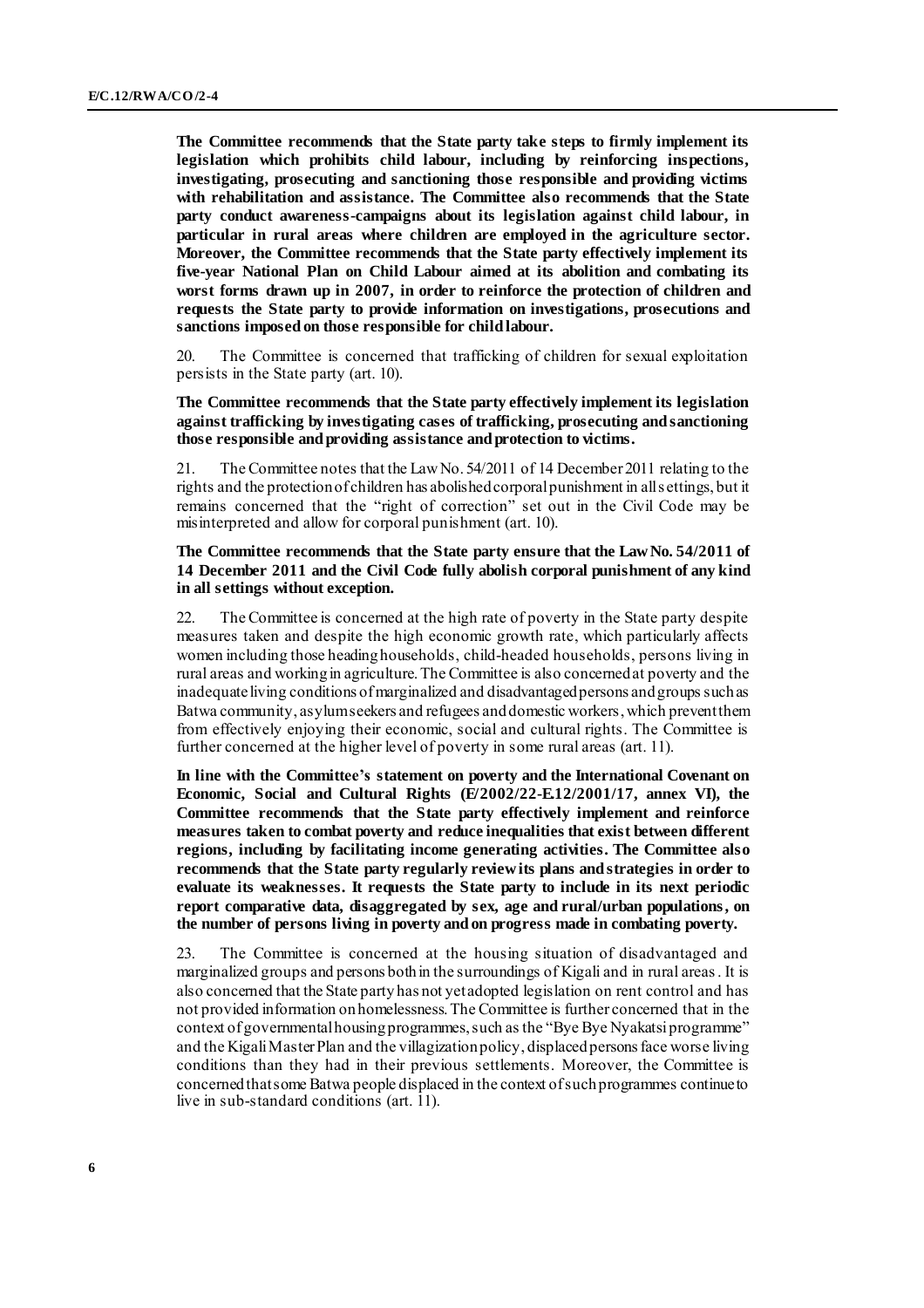**The Committee recommends that the State party take steps to firmly implement its legislation which prohibits child labour, including by reinforcing inspections, investigating, prosecuting and sanctioning those responsible and providing victims with rehabilitation and assistance. The Committee also recommends that the State party conduct awareness-campaigns about its legislation against child labour, in particular in rural areas where children are employed in the agriculture sector. Moreover, the Committee recommends that the State party effectively implement its five-year National Plan on Child Labour aimed at its abolition and combating its worst forms drawn up in 2007, in order to reinforce the protection of children and requests the State party to provide information on investigations, prosecutions and sanctions imposed on those responsible for child labour.**

20. The Committee is concerned that trafficking of children for sexual exploitation persists in the State party (art. 10).

**The Committee recommends that the State party effectively implement its legislation against trafficking by investigating cases of trafficking, prosecuting and sanctioning those responsible and providing assistance and protection to victims.**

21. The Committee notes that the Law No. 54/2011 of 14 December 2011 relating to the rights and the protection of children has abolished corporal punishment in all settings, but it remains concerned that the "right of correction" set out in the Civil Code may be misinterpreted and allow for corporal punishment (art. 10).

**The Committee recommends that the State party ensure that the Law No. 54/2011 of 14 December 2011 and the Civil Code fully abolish corporal punishment of any kind in all settings without exception.**

22. The Committee is concerned at the high rate of poverty in the State party despite measures taken and despite the high economic growth rate, which particularly affects women including those heading households, child-headed households, persons living in rural areas and working in agriculture. The Committee is also concerned at poverty and the inadequate living conditions of marginalized and disadvantaged persons and groups such as Batwa community, asylum seekers and refugees and domestic workers, which prevent them from effectively enjoying their economic, social and cultural rights. The Committee is further concerned at the higher level of poverty in some rural areas (art. 11).

**In line with the Committee's statement on poverty and the International Covenant on Economic, Social and Cultural Rights (E/2002/22-E.12/2001/17, annex VI), the Committee recommends that the State party effectively implement and reinforce measures taken to combat poverty and reduce inequalities that exist between different regions, including by facilitating income generating activities. The Committee also recommends that the State party regularly review its plans and strategies in order to evaluate its weaknesses. It requests the State party to include in its next periodic report comparative data, disaggregated by sex, age and rural/urban populations, on the number of persons living in poverty and on progress made in combating poverty.**

23. The Committee is concerned at the housing situation of disadvantaged and marginalized groups and persons both in the surroundings of Kigali and in rural areas. It is also concerned that the State party has not yet adopted legislation on rent control and has not provided information on homelessness. The Committee is further concerned that in the context of governmental housing programmes, such as the "Bye Bye Nyakatsi programme" and the Kigali Master Plan and the villagization policy, displaced persons face worse living conditions than they had in their previous settlements. Moreover, the Committee is concerned that some Batwa people displaced in the context of such programmes continue to live in sub-standard conditions (art. 11).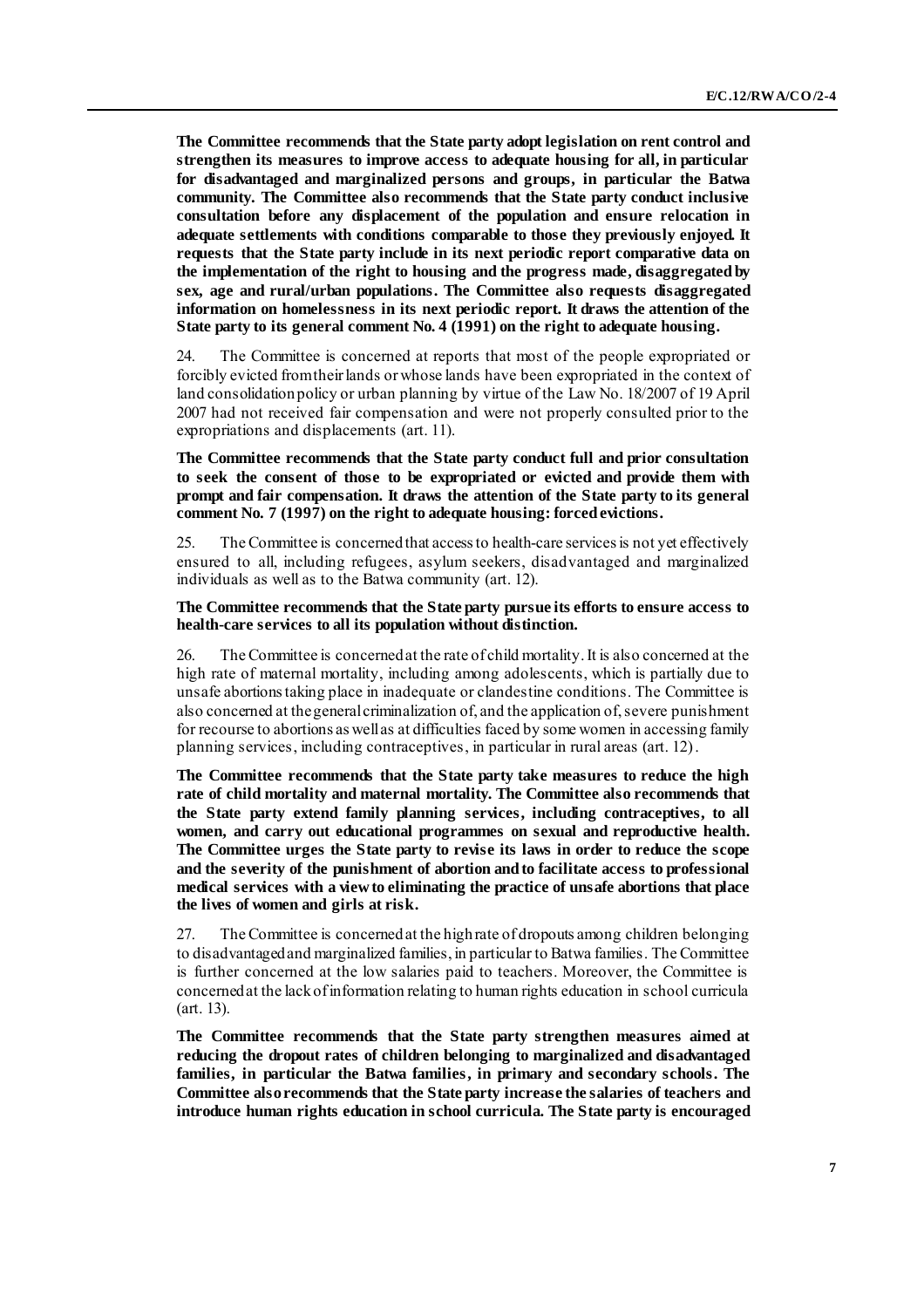**The Committee recommends that the State party adopt legislation on rent control and strengthen its measures to improve access to adequate housing for all, in particular for disadvantaged and marginalized persons and groups, in particular the Batwa community. The Committee also recommends that the State party conduct inclusive consultation before any displacement of the population and ensure relocation in adequate settlements with conditions comparable to those they previously enjoyed. It requests that the State party include in its next periodic report comparative data on the implementation of the right to housing and the progress made, disaggregated by sex, age and rural/urban populations. The Committee also requests disaggregated information on homelessness in its next periodic report. It draws the attention of the State party to its general comment No. 4 (1991) on the right to adequate housing.**

24. The Committee is concerned at reports that most of the people expropriated or forcibly evicted from their lands or whose lands have been expropriated in the context of land consolidation policy or urban planning by virtue of the Law No. 18/2007 of 19 April 2007 had not received fair compensation and were not properly consulted prior to the expropriations and displacements (art. 11).

**The Committee recommends that the State party conduct full and prior consultation to seek the consent of those to be expropriated or evicted and provide them with prompt and fair compensation. It draws the attention of the State party to its general comment No. 7 (1997) on the right to adequate housing: forced evictions.**

25. The Committee is concerned that access to health-care services is not yet effectively ensured to all, including refugees, asylum seekers, disadvantaged and marginalized individuals as well as to the Batwa community (art. 12).

**The Committee recommends that the State party pursue its efforts to ensure access to health-care services to all its population without distinction.**

26. The Committee is concerned at the rate of child mortality. It is also concerned at the high rate of maternal mortality, including among adolescents, which is partially due to unsafe abortions taking place in inadequate or clandestine conditions. The Committee is also concerned at the general criminalization of, and the application of, severe punishment for recourse to abortions as well as at difficulties faced by some women in accessing family planning services, including contraceptives, in particular in rural areas (art. 12).

**The Committee recommends that the State party take measures to reduce the high rate of child mortality and maternal mortality. The Committee also recommends that the State party extend family planning services, including contraceptives, to all women, and carry out educational programmes on sexual and reproductive health. The Committee urges the State party to revise its laws in order to reduce the scope and the severity of the punishment of abortion and to facilitate access to professional medical services with a view to eliminating the practice of unsafe abortions that place the lives of women and girls at risk.**

27. The Committee is concerned at the high rate of dropouts among children belonging to disadvantaged and marginalized families, in particular to Batwa families. The Committee is further concerned at the low salaries paid to teachers. Moreover, the Committee is concerned at the lack of information relating to human rights education in school curricula (art. 13).

**The Committee recommends that the State party strengthen measures aimed at reducing the dropout rates of children belonging to marginalized and disadvantaged families, in particular the Batwa families, in primary and secondary schools. The Committee also recommends that the State party increase the salaries of teachers and introduce human rights education in school curricula. The State party is encouraged**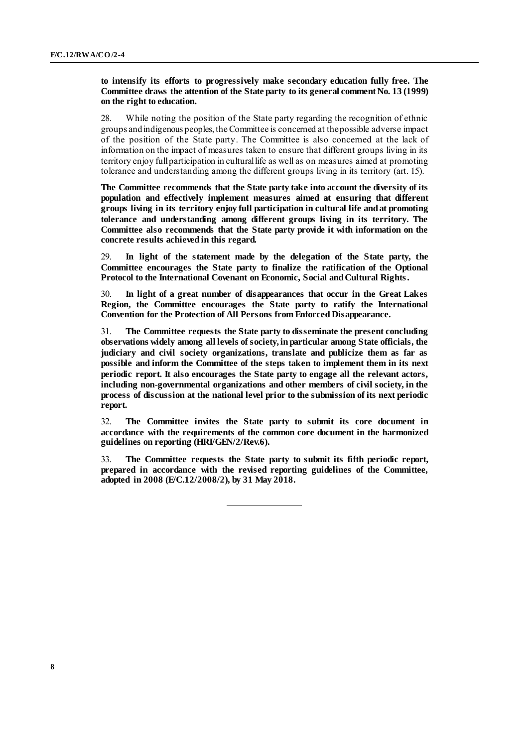**to intensify its efforts to progressively make secondary education fully free. The Committee draws the attention of the State party to its general comment No. 13 (1999) on the right to education.**

28. While noting the position of the State party regarding the recognition of ethnic groups and indigenous peoples, the Committee is concerned at the possible adverse impact of the position of the State party. The Committee is also concerned at the lack of information on the impact of measures taken to ensure that different groups living in its territory enjoy full participation in cultural life as well as on measures aimed at promoting tolerance and understanding among the different groups living in its territory (art. 15).

**The Committee recommends that the State party take into account the diversity of its population and effectively implement measures aimed at ensuring that different groups living in its territory enjoy full participation in cultural life and at promoting tolerance and understanding among different groups living in its territory. The Committee also recommends that the State party provide it with information on the concrete results achieved in this regard.**

29. **In light of the statement made by the delegation of the State party, the Committee encourages the State party to finalize the ratification of the Optional Protocol to the International Covenant on Economic, Social and Cultural Rights.**

30. **In light of a great number of disappearances that occur in the Great Lakes Region, the Committee encourages the State party to ratify the International Convention for the Protection of All Persons from Enforced Disappearance.**

31. **The Committee requests the State party to disseminate the present concluding observations widely among all levels of society, in particular among State officials, the judiciary and civil society organizations, translate and publicize them as far as possible and inform the Committee of the steps taken to implement them in its next periodic report. It also encourages the State party to engage all the relevant actors, including non-governmental organizations and other members of civil society, in the process of discussion at the national level prior to the submission of its next periodic report.**

32. **The Committee invites the State party to submit its core document in accordance with the requirements of the common core document in the harmonized guidelines on reporting (HRI/GEN/2/Rev.6).**

33. **The Committee requests the State party to submit its fifth periodic report, prepared in accordance with the revised reporting guidelines of the Committee, adopted in 2008 (E/C.12/2008/2), by 31 May 2018.**